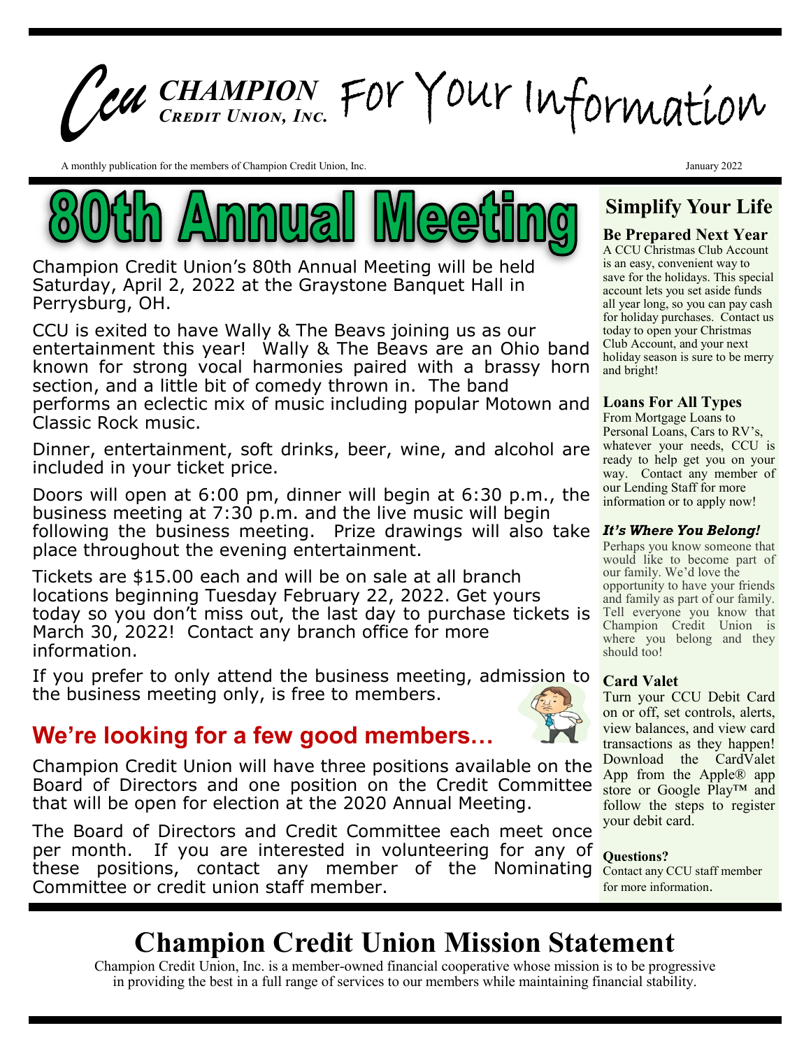# CCU CHAMPION CREDIT UNION, INC. For Your Information

A monthly publication for the members of Champion Credit Union, Inc.

January 2022

## 80th Annual Meeting

Champion Credit Union's 80th Annual Meeting will be held Saturday, April 2, 2022 at the Graystone Banquet Hall in Perrysburg, OH.

CCU is exited to have Wally & The Beavs joining us as our entertainment this year! Wally & The Beavs are an Ohio band known for strong vocal harmonies paired with a brassy horn section, and a little bit of comedy thrown in. The band performs an eclectic mix of music including popular Motown and Classic Rock music.

Dinner, entertainment, soft drinks, beer, wine, and alcohol are included in your ticket price.

Doors will open at 6:00 pm, dinner will begin at 6:30 p.m., the business meeting at 7:30 p.m. and the live music will begin following the business meeting. Prize drawings will also take place throughout the evening entertainment.

Tickets are $15.00 each and will be on sale at all branch locations beginning Tuesday February 22, 2022. Get yours today so you don't miss out, the last day to purchase tickets is March 30, 2022! Contact any branch office for more information.

If you prefer to only attend the business meeting, admission to the business meeting only, is free to members.

## We're looking for a few good members…

Champion Credit Union will have three positions available on the Board of Directors and one position on the Credit Committee that will be open for election at the 2020 Annual Meeting.

The Board of Directors and Credit Committee each meet once per month. If you are interested in volunteering for any of these positions, contact any member of the Nominating Committee or credit union staff member.

## Simplify Your Life

### Be Prepared Next Year

A CCU Christmas Club Account is an easy, convenient way to save for the holidays. This special account lets you set aside funds all year long, so you can pay cash for holiday purchases. Contact us today to open your Christmas Club Account, and your next holiday season is sure to be merry and bright!

### Loans For All Types

From Mortgage Loans to Personal Loans, Cars to RV's, whatever your needs, CCU is ready to help get you on your way. Contact any member of our Lending Staff for more information or to apply now!

### *It's Where You Belong!*

Perhaps you know someone that would like to become part of our family. We'd love the opportunity to have your friends and family as part of our family. Tell everyone you know that Champion Credit Union is where you belong and they should too!

### Card Valet

Turn your CCU Debit Card on or off, set controls, alerts, view balances, and view card transactions as they happen! Download the CardValet App from the Apple® app store or Google Play™ and follow the steps to register your debit card.

### Questions?

Contact any CCU staff member for more information.

# Champion Credit Union Mission Statement

Champion Credit Union, Inc. is a member-owned financial cooperative whose mission is to be progressive in providing the best in a full range of services to our members while maintaining financial stability.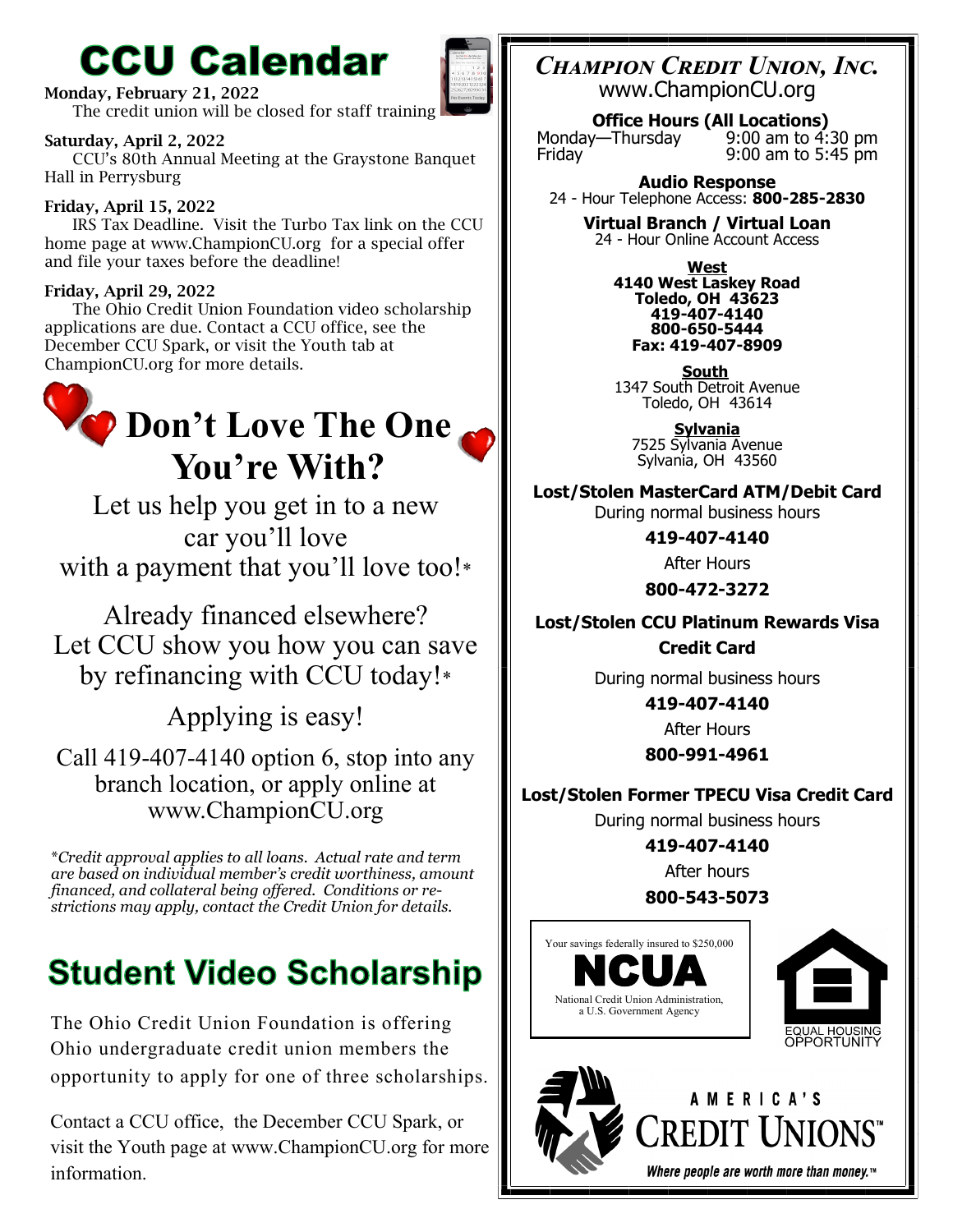# CCU Calendar

**Monday, February 21, 2022**
The credit union will be closed for staff training

**Saturday, April 2, 2022**
CCU's 80th Annual Meeting at the Graystone Banquet Hall in Perrysburg

**Friday, April 15, 2022**
IRS Tax Deadline. Visit the Turbo Tax link on the CCU home page at www.ChampionCU.org for a special offer and file your taxes before the deadline!

**Friday, April 29, 2022**
The Ohio Credit Union Foundation video scholarship applications are due. Contact a CCU office, see the December CCU Spark, or visit the Youth tab at ChampionCU.org for more details.

# Don't Love The One You're With?

Let us help you get in to a new car you'll love with a payment that you'll love too!*

Already financed elsewhere? Let CCU show you how you can save by refinancing with CCU today!*

Applying is easy!

Call 419-407-4140 option 6, stop into any branch location, or apply online at www.ChampionCU.org

*\*Credit approval applies to all loans. Actual rate and term are based on individual member's credit worthiness, amount financed, and collateral being offered. Conditions or restrictions may apply, contact the Credit Union for details.*

# Student Video Scholarship

The Ohio Credit Union Foundation is offering Ohio undergraduate credit union members the opportunity to apply for one of three scholarships.

Contact a CCU office, the December CCU Spark, or visit the Youth page at www.ChampionCU.org for more information.

## *Champion Credit Union, Inc.*

www.ChampionCU.org

**Office Hours (All Locations)**

Monday—Thursday 9:00 am to 4:30 pm
Friday 9:00 am to 5:45 pm

**Audio Response**
24 - Hour Telephone Access: **800-285-2830**

**Virtual Branch / Virtual Loan**
24 - Hour Online Account Access

**West**
**4140 West Laskey Road**
**Toledo, OH 43623**
**419-407-4140**
**800-650-5444**
**Fax: 419-407-8909**

**South**
1347 South Detroit Avenue
Toledo, OH 43614

**Sylvania**
7525 Sylvania Avenue
Sylvania, OH 43560

**Lost/Stolen MasterCard ATM/Debit Card**
During normal business hours
**419-407-4140**
After Hours
**800-472-3272**

**Lost/Stolen CCU Platinum Rewards Visa Credit Card**
During normal business hours
**419-407-4140**
After Hours
**800-991-4961**

**Lost/Stolen Former TPECU Visa Credit Card**
During normal business hours
**419-407-4140**
After hours
**800-543-5073**

Your savings federally insured to $250,000
**NCUA**
National Credit Union Administration, a U.S. Government Agency

EQUAL HOUSING OPPORTUNITY

AMERICA'S CREDIT UNIONS™
*Where people are worth more than money.™*